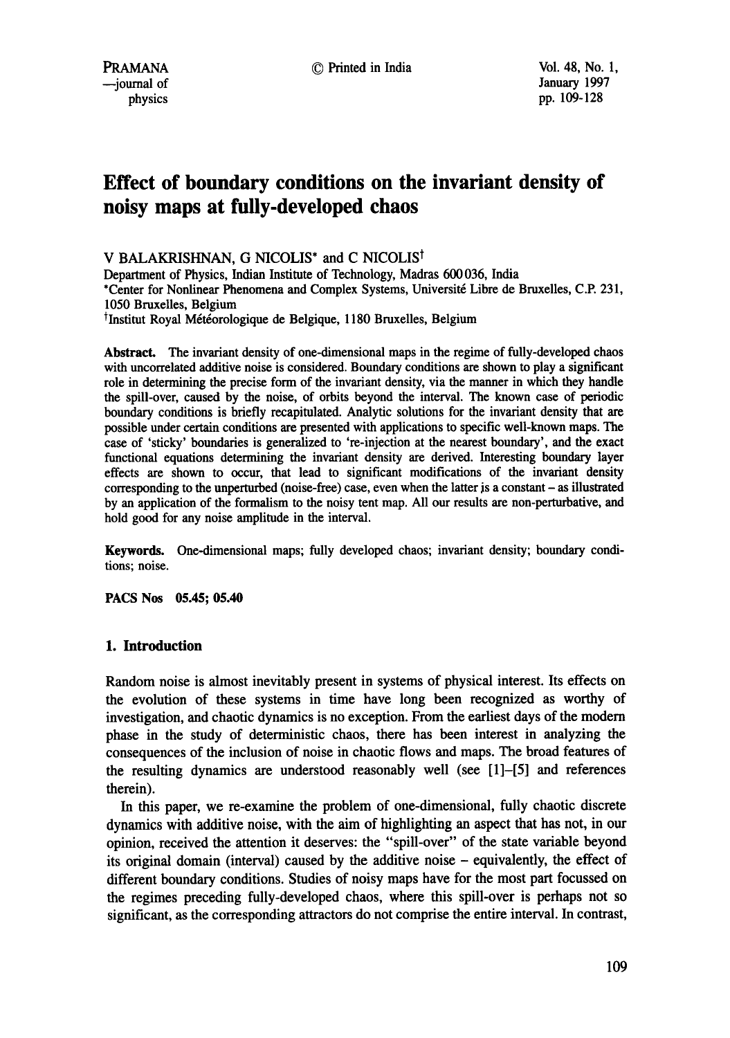# Effect of boundary conditions on the invariant density of noisy maps at fully-developed chaos

V BALAKRISHNAN, G NICOLIS* and C NICOLIS[†]

Department of Physics, Indian Institute of Technology, Madras 600036, India

*Center for Nonlinear Phenomena and Complex Systems, Université Libre de Bruxelles, C.P. 231, 1050 Bruxelles, Belgium

[†]Institut Royal Météorologique de Belgique, 1180 Bruxelles, Belgium

**Abstract.** The invariant density of one-dimensional maps in the regime of fully-developed chaos with uncorrelated additive noise is considered. Boundary conditions are shown to play a significant role in determining the precise form of the invariant density, via the manner in which they handle the spill-over, caused by the noise, of orbits beyond the interval. The known case of periodic boundary conditions is briefly recapitulated. Analytic solutions for the invariant density that are possible under certain conditions are presented with applications to specific well-known maps. The case of 'sticky' boundaries is generalized to 're-injection at the nearest boundary', and the exact functional equations determining the invariant density are derived. Interesting boundary layer effects are shown to occur, that lead to significant modifications of the invariant density corresponding to the unperturbed (noise-free) case, even when the latter is a constant – as illustrated by an application of the formalism to the noisy tent map. All our results are non-perturbative, and hold good for any noise amplitude in the interval.

**Keywords.** One-dimensional maps; fully developed chaos; invariant density; boundary conditions; noise.

**PACS Nos** 05.45; 05.40

## 1. Introduction

Random noise is almost inevitably present in systems of physical interest. Its effects on the evolution of these systems in time have long been recognized as worthy of investigation, and chaotic dynamics is no exception. From the earliest days of the modern phase in the study of deterministic chaos, there has been interest in analyzing the consequences of the inclusion of noise in chaotic flows and maps. The broad features of the resulting dynamics are understood reasonably well (see [1]–[5] and references therein).

In this paper, we re-examine the problem of one-dimensional, fully chaotic discrete dynamics with additive noise, with the aim of highlighting an aspect that has not, in our opinion, received the attention it deserves: the "spill-over" of the state variable beyond its original domain (interval) caused by the additive noise – equivalently, the effect of different boundary conditions. Studies of noisy maps have for the most part focussed on the regimes preceding fully-developed chaos, where this spill-over is perhaps not so significant, as the corresponding attractors do not comprise the entire interval. In contrast,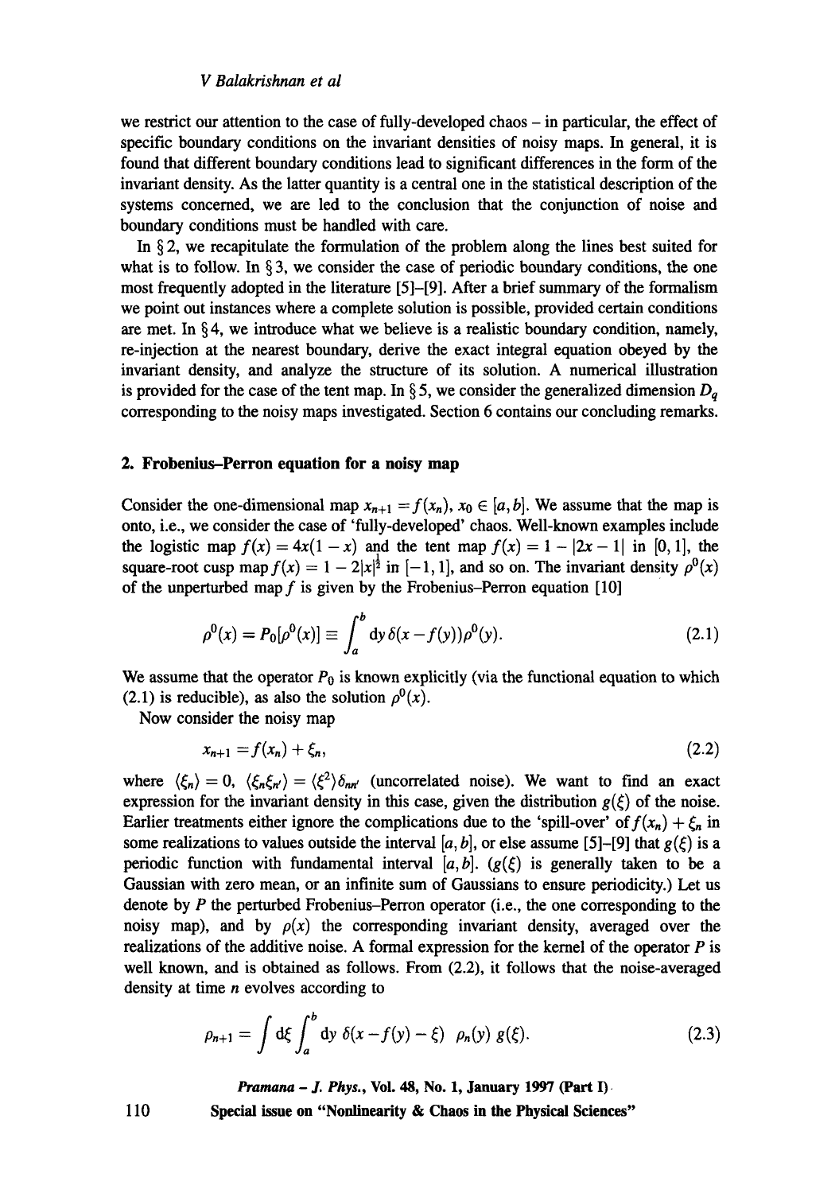we restrict our attention to the case of fully-developed chaos – in particular, the effect of specific boundary conditions on the invariant densities of noisy maps. In general, it is found that different boundary conditions lead to significant differences in the form of the invariant density. As the latter quantity is a central one in the statistical description of the systems concerned, we are led to the conclusion that the conjunction of noise and boundary conditions must be handled with care.

In § 2, we recapitulate the formulation of the problem along the lines best suited for what is to follow. In § 3, we consider the case of periodic boundary conditions, the one most frequently adopted in the literature [5]–[9]. After a brief summary of the formalism we point out instances where a complete solution is possible, provided certain conditions are met. In § 4, we introduce what we believe is a realistic boundary condition, namely, re-injection at the nearest boundary, derive the exact integral equation obeyed by the invariant density, and analyze the structure of its solution. A numerical illustration is provided for the case of the tent map. In § 5, we consider the generalized dimension $D_q$ corresponding to the noisy maps investigated. Section 6 contains our concluding remarks.

## 2. Frobenius–Perron equation for a noisy map

Consider the one-dimensional map $x_{n+1} = f(x_n)$, $x_0 \in [a, b]$. We assume that the map is onto, i.e., we consider the case of 'fully-developed' chaos. Well-known examples include the logistic map $f(x) = 4x(1-x)$ and the tent map $f(x) = 1 - |2x - 1|$ in $[0, 1]$, the square-root cusp map $f(x) = 1 - 2|x|^{\frac{1}{2}}$ in $[-1, 1]$, and so on. The invariant density $\rho^0(x)$ of the unperturbed map $f$ is given by the Frobenius–Perron equation [10]

$$\rho^0(x) = P_0[\rho^0(x)] \equiv \int_a^b \mathrm{d}y\, \delta(x - f(y))\rho^0(y). \tag{2.1}$$

We assume that the operator $P_0$ is known explicitly (via the functional equation to which (2.1) is reducible), as also the solution $\rho^0(x)$.

Now consider the noisy map

$$x_{n+1} = f(x_n) + \xi_n, \tag{2.2}$$

where $\langle \xi_n \rangle = 0$, $\langle \xi_n \xi_{n'} \rangle = \langle \xi^2 \rangle \delta_{nn'}$ (uncorrelated noise). We want to find an exact expression for the invariant density in this case, given the distribution $g(\xi)$ of the noise. Earlier treatments either ignore the complications due to the 'spill-over' of $f(x_n) + \xi_n$ in some realizations to values outside the interval $[a, b]$, or else assume [5]–[9] that $g(\xi)$ is a periodic function with fundamental interval $[a, b]$. ($g(\xi)$ is generally taken to be a Gaussian with zero mean, or an infinite sum of Gaussians to ensure periodicity.) Let us denote by $P$ the perturbed Frobenius–Perron operator (i.e., the one corresponding to the noisy map), and by $\rho(x)$ the corresponding invariant density, averaged over the realizations of the additive noise. A formal expression for the kernel of the operator $P$ is well known, and is obtained as follows. From (2.2), it follows that the noise-averaged density at time $n$ evolves according to

$$\rho_{n+1} = \int \mathrm{d}\xi \int_a^b \mathrm{d}y\; \delta(x - f(y) - \xi)\;\; \rho_n(y)\; g(\xi). \tag{2.3}$$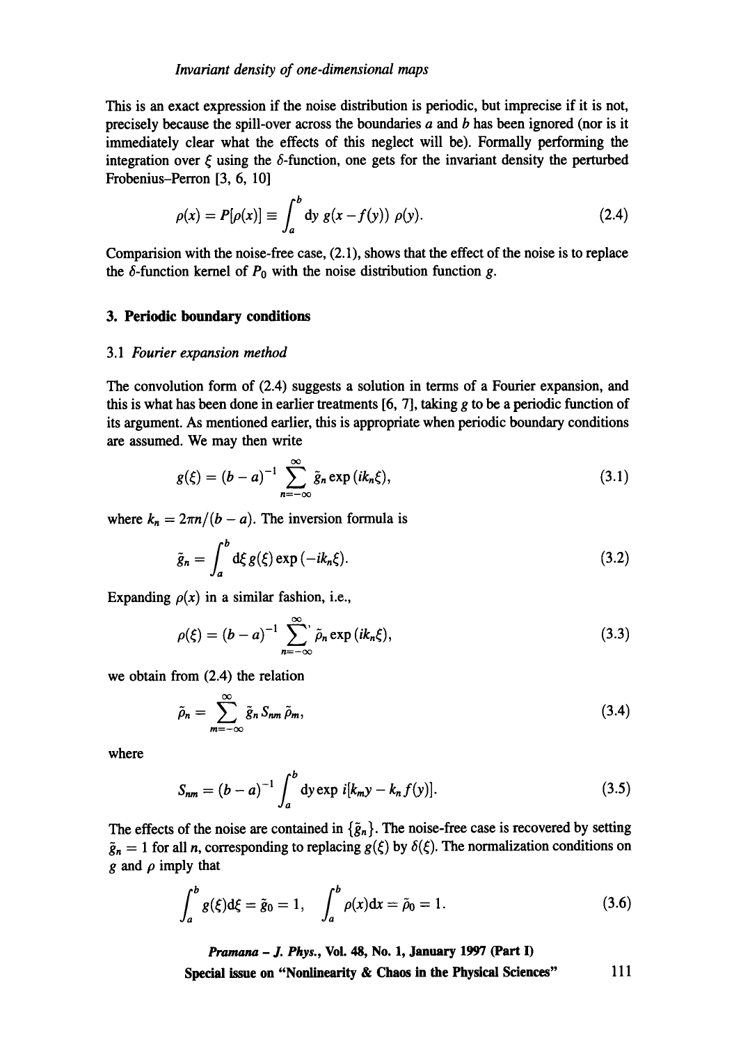This is an exact expression if the noise distribution is periodic, but imprecise if it is not, precisely because the spill-over across the boundaries $a$ and $b$ has been ignored (nor is it immediately clear what the effects of this neglect will be). Formally performing the integration over $\xi$ using the $\delta$-function, one gets for the invariant density the perturbed Frobenius–Perron [3, 6, 10]

$$\rho(x) = P[\rho(x)] \equiv \int_a^b \mathrm{d}y \, g(x - f(y)) \, \rho(y). \tag{2.4}$$

Comparision with the noise-free case, (2.1), shows that the effect of the noise is to replace the $\delta$-function kernel of $P_0$ with the noise distribution function $g$.

## 3. Periodic boundary conditions

### 3.1 *Fourier expansion method*

The convolution form of (2.4) suggests a solution in terms of a Fourier expansion, and this is what has been done in earlier treatments [6, 7], taking $g$ to be a periodic function of its argument. As mentioned earlier, this is appropriate when periodic boundary conditions are assumed. We may then write

$$g(\xi) = (b-a)^{-1} \sum_{n=-\infty}^{\infty} \tilde{g}_n \exp(ik_n \xi), \tag{3.1}$$

where $k_n = 2\pi n/(b-a)$. The inversion formula is

$$\tilde{g}_n = \int_a^b \mathrm{d}\xi \, g(\xi) \exp(-ik_n \xi). \tag{3.2}$$

Expanding $\rho(x)$ in a similar fashion, i.e.,

$$\rho(\xi) = (b-a)^{-1} \sum_{n=-\infty}^{\infty}{}' \, \tilde{\rho}_n \exp(ik_n \xi), \tag{3.3}$$

we obtain from (2.4) the relation

$$\tilde{\rho}_n = \sum_{m=-\infty}^{\infty} \tilde{g}_n S_{nm} \tilde{\rho}_m, \tag{3.4}$$

where

$$S_{nm} = (b-a)^{-1} \int_a^b \mathrm{d}y \exp i[k_m y - k_n f(y)]. \tag{3.5}$$

The effects of the noise are contained in $\{\tilde{g}_n\}$. The noise-free case is recovered by setting $\tilde{g}_n = 1$ for all $n$, corresponding to replacing $g(\xi)$ by $\delta(\xi)$. The normalization conditions on $g$ and $\rho$ imply that

$$\int_a^b g(\xi)\mathrm{d}\xi = \tilde{g}_0 = 1, \quad \int_a^b \rho(x)\mathrm{d}x = \tilde{\rho}_0 = 1. \tag{3.6}$$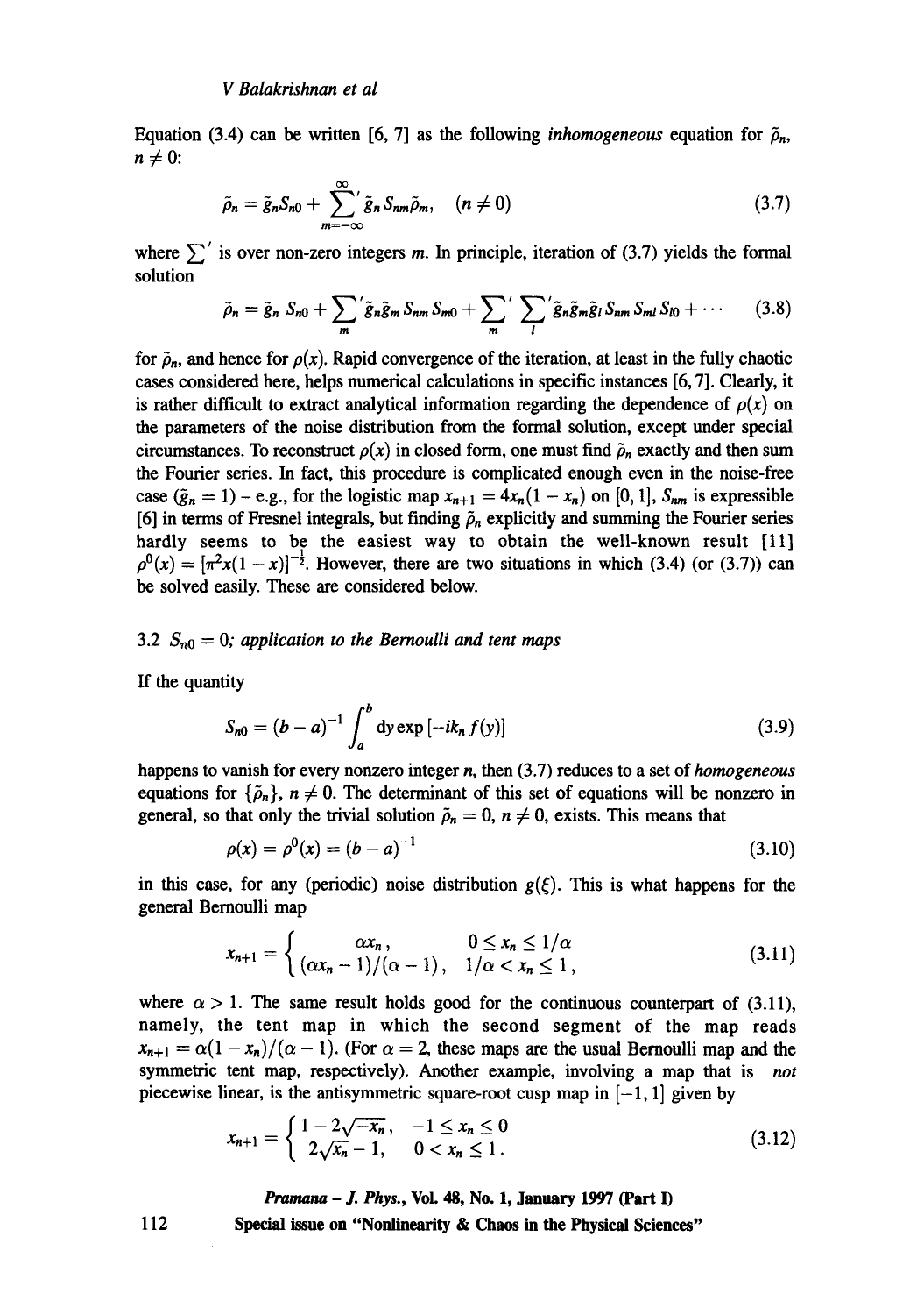Equation (3.4) can be written [6, 7] as the following *inhomogeneous* equation for $\tilde{\rho}_n$, $n \neq 0$:

$$\tilde{\rho}_n = \tilde{g}_n S_{n0} + \sum_{m=-\infty}^{\infty}{}' \tilde{g}_n S_{nm} \tilde{\rho}_m, \quad (n \neq 0) \tag{3.7}$$

where $\sum'$ is over non-zero integers $m$. In principle, iteration of (3.7) yields the formal solution

$$\tilde{\rho}_n = \tilde{g}_n S_{n0} + \sum_m{}' \tilde{g}_n \tilde{g}_m S_{nm} S_{m0} + \sum_m{}' \sum_l{}' \tilde{g}_n \tilde{g}_m \tilde{g}_l S_{nm} S_{ml} S_{l0} + \cdots \tag{3.8}$$

for $\tilde{\rho}_n$, and hence for $\rho(x)$. Rapid convergence of the iteration, at least in the fully chaotic cases considered here, helps numerical calculations in specific instances [6, 7]. Clearly, it is rather difficult to extract analytical information regarding the dependence of $\rho(x)$ on the parameters of the noise distribution from the formal solution, except under special circumstances. To reconstruct $\rho(x)$ in closed form, one must find $\tilde{\rho}_n$ exactly and then sum the Fourier series. In fact, this procedure is complicated enough even in the noise-free case ($\tilde{g}_n = 1$) – e.g., for the logistic map $x_{n+1} = 4x_n(1 - x_n)$ on $[0, 1]$, $S_{nm}$ is expressible [6] in terms of Fresnel integrals, but finding $\tilde{\rho}_n$ explicitly and summing the Fourier series hardly seems to be the easiest way to obtain the well-known result [11] $\rho^0(x) = [\pi^2 x(1 - x)]^{-\frac{1}{2}}$. However, there are two situations in which (3.4) (or (3.7)) can be solved easily. These are considered below.

### 3.2 $S_{n0} = 0$; *application to the Bernoulli and tent maps*

If the quantity

$$S_{n0} = (b - a)^{-1} \int_a^b \mathrm{d}y \exp\left[-ik_n f(y)\right] \tag{3.9}$$

happens to vanish for every nonzero integer $n$, then (3.7) reduces to a set of *homogeneous* equations for $\{\tilde{\rho}_n\}$, $n \neq 0$. The determinant of this set of equations will be nonzero in general, so that only the trivial solution $\tilde{\rho}_n = 0$, $n \neq 0$, exists. This means that

$$\rho(x) = \rho^0(x) = (b - a)^{-1} \tag{3.10}$$

in this case, for any (periodic) noise distribution $g(\xi)$. This is what happens for the general Bernoulli map

$$x_{n+1} = \begin{cases} \alpha x_n, & 0 \leq x_n \leq 1/\alpha \\ (\alpha x_n - 1)/(\alpha - 1), & 1/\alpha < x_n \leq 1, \end{cases} \tag{3.11}$$

where $\alpha > 1$. The same result holds good for the continuous counterpart of (3.11), namely, the tent map in which the second segment of the map reads $x_{n+1} = \alpha(1 - x_n)/(\alpha - 1)$. (For $\alpha = 2$, these maps are the usual Bernoulli map and the symmetric tent map, respectively). Another example, involving a map that is *not* piecewise linear, is the antisymmetric square-root cusp map in $[-1, 1]$ given by

$$x_{n+1} = \begin{cases} 1 - 2\sqrt{-x_n}, & -1 \leq x_n \leq 0 \\ 2\sqrt{x_n} - 1, & 0 < x_n \leq 1. \end{cases} \tag{3.12}$$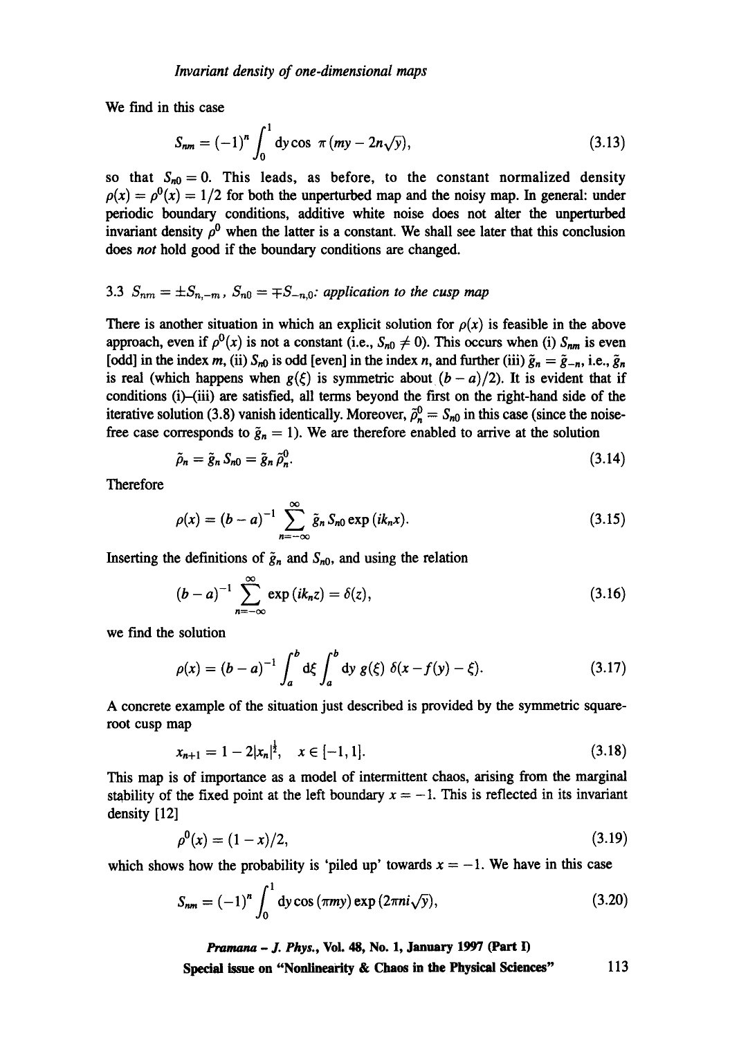We find in this case

$$S_{nm} = (-1)^n \int_0^1 \mathrm{d}y \cos\, \pi(my - 2n\sqrt{y}), \tag{3.13}$$

so that $S_{n0} = 0$. This leads, as before, to the constant normalized density $\rho(x) = \rho^0(x) = 1/2$ for both the unperturbed map and the noisy map. In general: under periodic boundary conditions, additive white noise does not alter the unperturbed invariant density $\rho^0$ when the latter is a constant. We shall see later that this conclusion does *not* hold good if the boundary conditions are changed.

### 3.3 $S_{nm} = \pm S_{n,-m}$, $S_{n0} = \mp S_{-n,0}$: *application to the cusp map*

There is another situation in which an explicit solution for $\rho(x)$ is feasible in the above approach, even if $\rho^0(x)$ is not a constant (i.e., $S_{n0} \neq 0$). This occurs when (i) $S_{nm}$ is even [odd] in the index $m$, (ii) $S_{n0}$ is odd [even] in the index $n$, and further (iii) $\tilde{g}_n = \tilde{g}_{-n}$, i.e., $\tilde{g}_n$ is real (which happens when $g(\xi)$ is symmetric about $(b-a)/2$). It is evident that if conditions (i)–(iii) are satisfied, all terms beyond the first on the right-hand side of the iterative solution (3.8) vanish identically. Moreover, $\tilde{\rho}_n^0 = S_{n0}$ in this case (since the noise-free case corresponds to $\tilde{g}_n = 1$). We are therefore enabled to arrive at the solution

$$\tilde{\rho}_n = \tilde{g}_n S_{n0} = \tilde{g}_n \tilde{\rho}_n^0. \tag{3.14}$$

Therefore

$$\rho(x) = (b-a)^{-1} \sum_{n=-\infty}^{\infty} \tilde{g}_n S_{n0} \exp(ik_n x). \tag{3.15}$$

Inserting the definitions of $\tilde{g}_n$ and $S_{n0}$, and using the relation

$$(b-a)^{-1} \sum_{n=-\infty}^{\infty} \exp(ik_n z) = \delta(z), \tag{3.16}$$

we find the solution

$$\rho(x) = (b-a)^{-1} \int_a^b \mathrm{d}\xi \int_a^b \mathrm{d}y\, g(\xi)\, \delta(x - f(y) - \xi). \tag{3.17}$$

A concrete example of the situation just described is provided by the symmetric square-root cusp map

$$x_{n+1} = 1 - 2|x_n|^{\frac{1}{2}}, \quad x \in [-1, 1]. \tag{3.18}$$

This map is of importance as a model of intermittent chaos, arising from the marginal stability of the fixed point at the left boundary $x = -1$. This is reflected in its invariant density [12]

$$\rho^0(x) = (1-x)/2, \tag{3.19}$$

which shows how the probability is 'piled up' towards $x = -1$. We have in this case

$$S_{nm} = (-1)^n \int_0^1 \mathrm{d}y \cos(\pi m y) \exp(2\pi n i \sqrt{y}), \tag{3.20}$$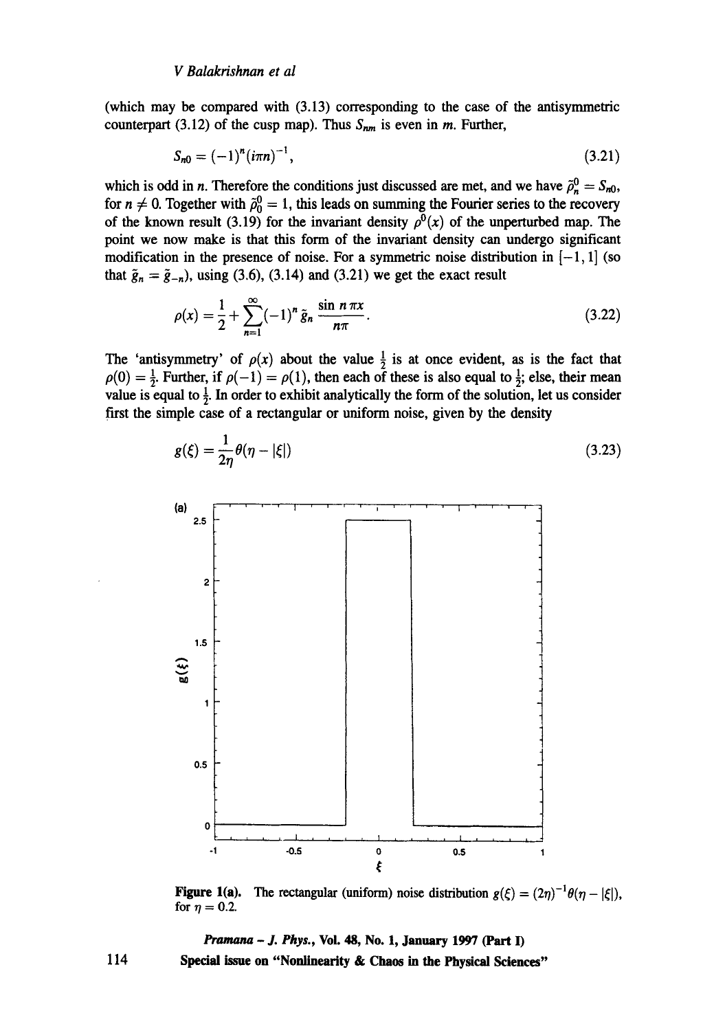(which may be compared with (3.13) corresponding to the case of the antisymmetric counterpart (3.12) of the cusp map). Thus $S_{nm}$ is even in $m$. Further,

$$S_{n0} = (-1)^n (i\pi n)^{-1}, \tag{3.21}$$

which is odd in $n$. Therefore the conditions just discussed are met, and we have $\tilde{\rho}_n^0 = S_{n0}$, for $n \neq 0$. Together with $\tilde{\rho}_0^0 = 1$, this leads on summing the Fourier series to the recovery of the known result (3.19) for the invariant density $\rho^0(x)$ of the unperturbed map. The point we now make is that this form of the invariant density can undergo significant modification in the presence of noise. For a symmetric noise distribution in $[-1, 1]$ (so that $\tilde{g}_n = \tilde{g}_{-n}$), using (3.6), (3.14) and (3.21) we get the exact result

$$\rho(x) = \frac{1}{2} + \sum_{n=1}^{\infty} (-1)^n \tilde{g}_n \frac{\sin n\pi x}{n\pi}. \tag{3.22}$$

The 'antisymmetry' of $\rho(x)$ about the value $\frac{1}{2}$ is at once evident, as is the fact that $\rho(0) = \frac{1}{2}$. Further, if $\rho(-1) = \rho(1)$, then each of these is also equal to $\frac{1}{2}$; else, their mean value is equal to $\frac{1}{2}$. In order to exhibit analytically the form of the solution, let us consider first the simple case of a rectangular or uniform noise, given by the density

$$g(\xi) = \frac{1}{2\eta} \theta(\eta - |\xi|) \tag{3.23}$$

**Figure 1(a).** The rectangular (uniform) noise distribution $g(\xi) = (2\eta)^{-1}\theta(\eta - |\xi|)$, for $\eta = 0.2$.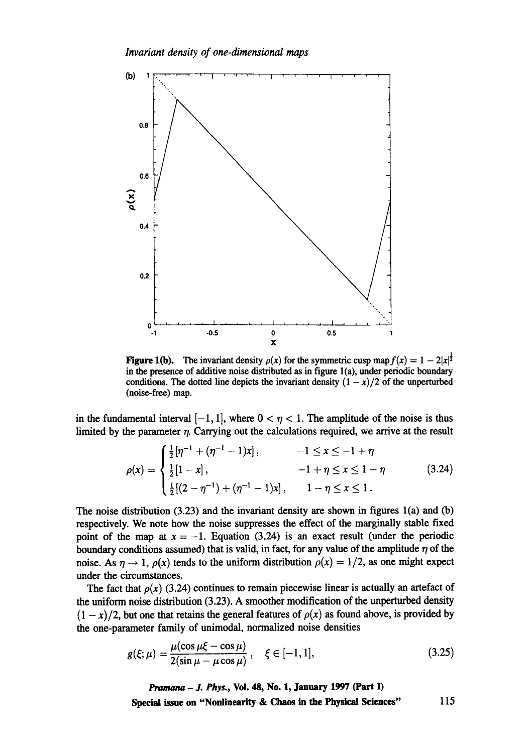**Figure 1(b).** The invariant density $\rho(x)$ for the symmetric cusp map $f(x) = 1 - 2|x|^{\frac{1}{2}}$ in the presence of additive noise distributed as in figure 1(a), under periodic boundary conditions. The dotted line depicts the invariant density $(1-x)/2$ of the unperturbed (noise-free) map.

in the fundamental interval $[-1, 1]$, where $0 < \eta < 1$. The amplitude of the noise is thus limited by the parameter $\eta$. Carrying out the calculations required, we arrive at the result

$$\rho(x) = \begin{cases} \frac{1}{2}[\eta^{-1} + (\eta^{-1} - 1)x], & -1 \le x \le -1 + \eta \\ \frac{1}{2}[1 - x], & -1 + \eta \le x \le 1 - \eta \\ \frac{1}{2}[(2 - \eta^{-1}) + (\eta^{-1} - 1)x], & 1 - \eta \le x \le 1 . \end{cases} \tag{3.24}$$

The noise distribution (3.23) and the invariant density are shown in figures 1(a) and (b) respectively. We note how the noise suppresses the effect of the marginally stable fixed point of the map at $x = -1$. Equation (3.24) is an exact result (under the periodic boundary conditions assumed) that is valid, in fact, for any value of the amplitude $\eta$ of the noise. As $\eta \to 1$, $\rho(x)$ tends to the uniform distribution $\rho(x) = 1/2$, as one might expect under the circumstances.

The fact that $\rho(x)$ (3.24) continues to remain piecewise linear is actually an artefact of the uniform noise distribution (3.23). A smoother modification of the unperturbed density $(1-x)/2$, but one that retains the general features of $\rho(x)$ as found above, is provided by the one-parameter family of unimodal, normalized noise densities

$$g(\xi; \mu) = \frac{\mu(\cos \mu\xi - \cos \mu)}{2(\sin \mu - \mu \cos \mu)}, \quad \xi \in [-1, 1], \tag{3.25}$$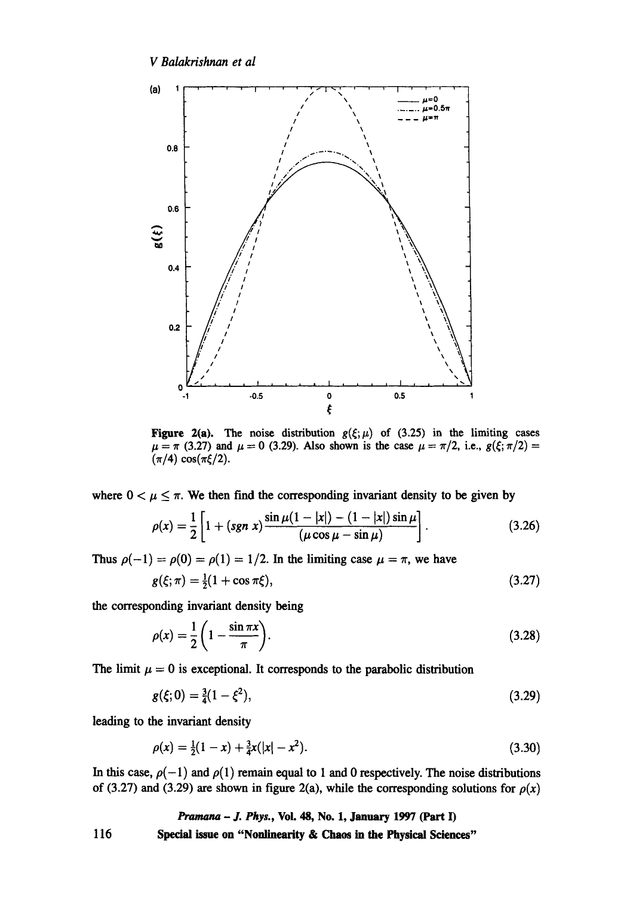Figure 2(a). The noise distribution $g(\xi;\mu)$ of (3.25) in the limiting cases $\mu = \pi$ (3.27) and $\mu = 0$ (3.29). Also shown is the case $\mu = \pi/2$, i.e., $g(\xi;\pi/2) = (\pi/4)\cos(\pi\xi/2)$.

where $0 < \mu \leq \pi$. We then find the corresponding invariant density to be given by

$$\rho(x) = \frac{1}{2}\left[1 + (sgn\ x)\frac{\sin\mu(1-|x|) - (1-|x|)\sin\mu}{(\mu\cos\mu - \sin\mu)}\right]. \tag{3.26}$$

Thus $\rho(-1) = \rho(0) = \rho(1) = 1/2$. In the limiting case $\mu = \pi$, we have

$$g(\xi;\pi) = \tfrac{1}{2}(1 + \cos\pi\xi), \tag{3.27}$$

the corresponding invariant density being

$$\rho(x) = \frac{1}{2}\left(1 - \frac{\sin\pi x}{\pi}\right). \tag{3.28}$$

The limit $\mu = 0$ is exceptional. It corresponds to the parabolic distribution

$$g(\xi;0) = \tfrac{3}{4}(1 - \xi^2), \tag{3.29}$$

leading to the invariant density

$$\rho(x) = \tfrac{1}{2}(1 - x) + \tfrac{3}{4}x(|x| - x^2). \tag{3.30}$$

In this case, $\rho(-1)$ and $\rho(1)$ remain equal to 1 and 0 respectively. The noise distributions of (3.27) and (3.29) are shown in figure 2(a), while the corresponding solutions for $\rho(x)$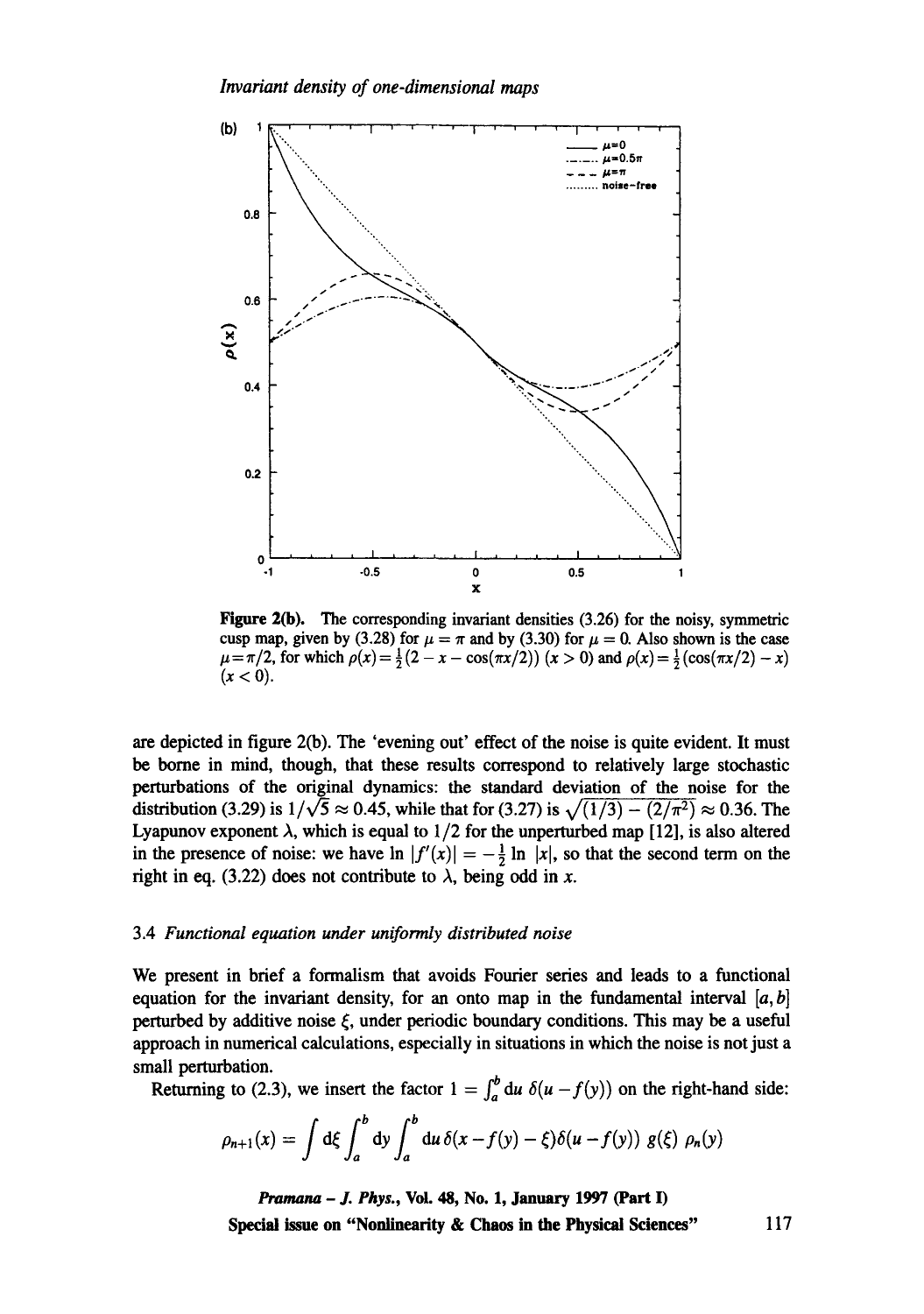Figure 2(b). The corresponding invariant densities (3.26) for the noisy, symmetric cusp map, given by (3.28) for $\mu = \pi$ and by (3.30) for $\mu = 0$. Also shown is the case $\mu = \pi/2$, for which $\rho(x) = \frac{1}{2}(2 - x - \cos(\pi x/2))$ $(x > 0)$ and $\rho(x) = \frac{1}{2}(\cos(\pi x/2) - x)$ $(x < 0)$.

are depicted in figure 2(b). The 'evening out' effect of the noise is quite evident. It must be borne in mind, though, that these results correspond to relatively large stochastic perturbations of the original dynamics: the standard deviation of the noise for the distribution (3.29) is $1/\sqrt{5} \approx 0.45$, while that for (3.27) is $\sqrt{(1/3) - (2/\pi^2)} \approx 0.36$. The Lyapunov exponent $\lambda$, which is equal to $1/2$ for the unperturbed map [12], is also altered in the presence of noise: we have $\ln |f'(x)| = -\frac{1}{2} \ln |x|$, so that the second term on the right in eq. (3.22) does not contribute to $\lambda$, being odd in $x$.

### 3.4 *Functional equation under uniformly distributed noise*

We present in brief a formalism that avoids Fourier series and leads to a functional equation for the invariant density, for an onto map in the fundamental interval $[a, b]$ perturbed by additive noise $\xi$, under periodic boundary conditions. This may be a useful approach in numerical calculations, especially in situations in which the noise is not just a small perturbation.

Returning to (2.3), we insert the factor $1 = \int_a^b du\, \delta(u - f(y))$ on the right-hand side:

$$\rho_{n+1}(x) = \int d\xi \int_a^b dy \int_a^b du\, \delta(x - f(y) - \xi)\delta(u - f(y))\; g(\xi)\; \rho_n(y)$$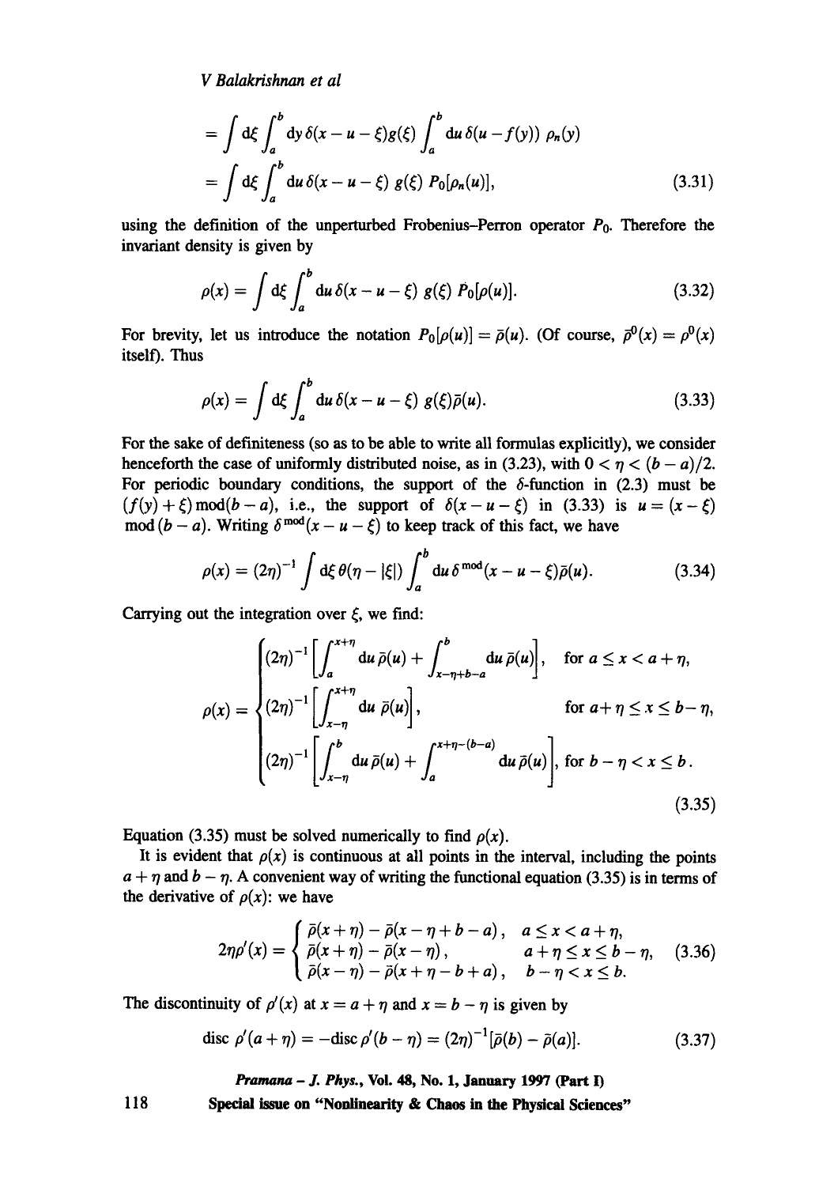$$= \int d\xi \int_a^b dy\, \delta(x - u - \xi) g(\xi) \int_a^b du\, \delta(u - f(y))\, \rho_n(y)$$

$$= \int d\xi \int_a^b du\, \delta(x - u - \xi)\, g(\xi)\, P_0[\rho_n(u)], \tag{3.31}$$

using the definition of the unperturbed Frobenius–Perron operator $P_0$. Therefore the invariant density is given by

$$\rho(x) = \int d\xi \int_a^b du\, \delta(x - u - \xi)\, g(\xi)\, P_0[\rho(u)]. \tag{3.32}$$

For brevity, let us introduce the notation $P_0[\rho(u)] = \bar{\rho}(u)$. (Of course, $\bar{\rho}^0(x) = \rho^0(x)$ itself). Thus

$$\rho(x) = \int d\xi \int_a^b du\, \delta(x - u - \xi)\, g(\xi) \bar{\rho}(u). \tag{3.33}$$

For the sake of definiteness (so as to be able to write all formulas explicitly), we consider henceforth the case of uniformly distributed noise, as in (3.23), with $0 < \eta < (b - a)/2$. For periodic boundary conditions, the support of the $\delta$-function in (2.3) must be $(f(y) + \xi) \bmod (b - a)$, i.e., the support of $\delta(x - u - \xi)$ in (3.33) is $u = (x - \xi) \bmod (b - a)$. Writing $\delta^{\bmod}(x - u - \xi)$ to keep track of this fact, we have

$$\rho(x) = (2\eta)^{-1} \int d\xi\, \theta(\eta - |\xi|) \int_a^b du\, \delta^{\bmod}(x - u - \xi) \bar{\rho}(u). \tag{3.34}$$

Carrying out the integration over $\xi$, we find:

$$\rho(x) = \begin{cases} (2\eta)^{-1} \left[ \int_a^{x+\eta} du\, \bar{\rho}(u) + \int_{x-\eta+b-a}^{b} du\, \bar{\rho}(u) \right], & \text{for } a \le x < a + \eta, \\ (2\eta)^{-1} \left[ \int_{x-\eta}^{x+\eta} du\, \bar{\rho}(u) \right], & \text{for } a + \eta \le x \le b - \eta, \\ (2\eta)^{-1} \left[ \int_{x-\eta}^{b} du\, \bar{\rho}(u) + \int_a^{x+\eta-(b-a)} du\, \bar{\rho}(u) \right], & \text{for } b - \eta < x \le b. \end{cases} \tag{3.35}$$

Equation (3.35) must be solved numerically to find $\rho(x)$.

It is evident that $\rho(x)$ is continuous at all points in the interval, including the points $a + \eta$ and $b - \eta$. A convenient way of writing the functional equation (3.35) is in terms of the derivative of $\rho(x)$: we have

$$2\eta \rho'(x) = \begin{cases} \bar{\rho}(x + \eta) - \bar{\rho}(x - \eta + b - a), & a \le x < a + \eta, \\ \bar{\rho}(x + \eta) - \bar{\rho}(x - \eta), & a + \eta \le x \le b - \eta, \\ \bar{\rho}(x - \eta) - \bar{\rho}(x + \eta - b + a), & b - \eta < x \le b. \end{cases} \tag{3.36}$$

The discontinuity of $\rho'(x)$ at $x = a + \eta$ and $x = b - \eta$ is given by

$$\text{disc}\, \rho'(a + \eta) = -\text{disc}\, \rho'(b - \eta) = (2\eta)^{-1} [\bar{\rho}(b) - \bar{\rho}(a)]. \tag{3.37}$$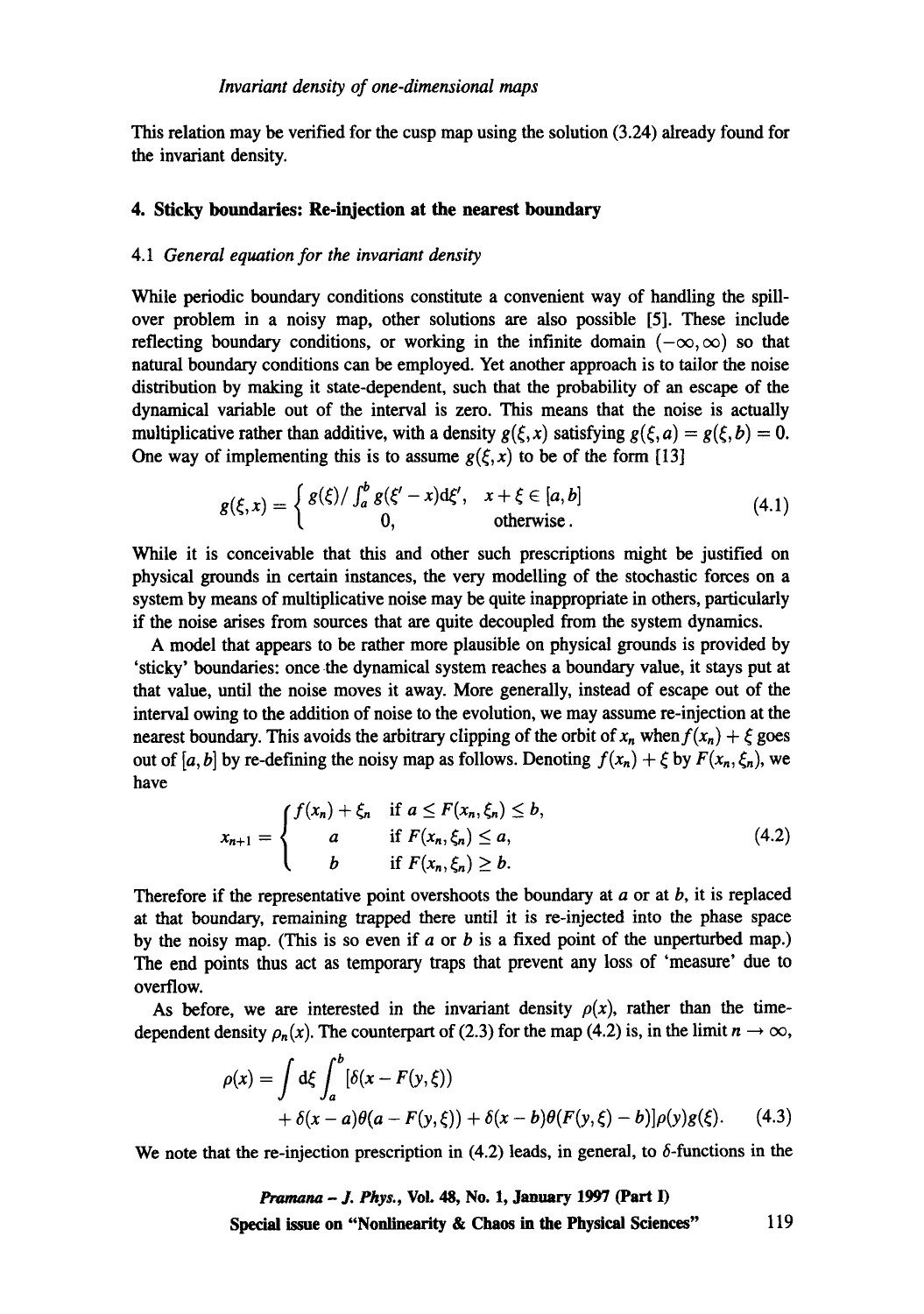This relation may be verified for the cusp map using the solution (3.24) already found for the invariant density.

## 4. Sticky boundaries: Re-injection at the nearest boundary

### 4.1 *General equation for the invariant density*

While periodic boundary conditions constitute a convenient way of handling the spill-over problem in a noisy map, other solutions are also possible [5]. These include reflecting boundary conditions, or working in the infinite domain $(-\infty, \infty)$ so that natural boundary conditions can be employed. Yet another approach is to tailor the noise distribution by making it state-dependent, such that the probability of an escape of the dynamical variable out of the interval is zero. This means that the noise is actually multiplicative rather than additive, with a density $g(\xi, x)$ satisfying $g(\xi, a) = g(\xi, b) = 0$. One way of implementing this is to assume $g(\xi, x)$ to be of the form [13]

$$g(\xi, x) = \begin{cases} g(\xi) / \int_a^b g(\xi' - x) \mathrm{d}\xi', & x + \xi \in [a, b] \\ 0, & \text{otherwise}. \end{cases} \tag{4.1}$$

While it is conceivable that this and other such prescriptions might be justified on physical grounds in certain instances, the very modelling of the stochastic forces on a system by means of multiplicative noise may be quite inappropriate in others, particularly if the noise arises from sources that are quite decoupled from the system dynamics.

A model that appears to be rather more plausible on physical grounds is provided by 'sticky' boundaries: once the dynamical system reaches a boundary value, it stays put at that value, until the noise moves it away. More generally, instead of escape out of the interval owing to the addition of noise to the evolution, we may assume re-injection at the nearest boundary. This avoids the arbitrary clipping of the orbit of $x_n$ when $f(x_n) + \xi$ goes out of $[a, b]$ by re-defining the noisy map as follows. Denoting $f(x_n) + \xi$ by $F(x_n, \xi_n)$, we have

$$x_{n+1} = \begin{cases} f(x_n) + \xi_n & \text{if } a \leq F(x_n, \xi_n) \leq b, \\ a & \text{if } F(x_n, \xi_n) \leq a, \\ b & \text{if } F(x_n, \xi_n) \geq b. \end{cases} \tag{4.2}$$

Therefore if the representative point overshoots the boundary at $a$ or at $b$, it is replaced at that boundary, remaining trapped there until it is re-injected into the phase space by the noisy map. (This is so even if $a$ or $b$ is a fixed point of the unperturbed map.) The end points thus act as temporary traps that prevent any loss of 'measure' due to overflow.

As before, we are interested in the invariant density $\rho(x)$, rather than the time-dependent density $\rho_n(x)$. The counterpart of (2.3) for the map (4.2) is, in the limit $n \to \infty$,

$$\rho(x) = \int \mathrm{d}\xi \int_a^b [\delta(x - F(y, \xi)) + \delta(x - a)\theta(a - F(y, \xi)) + \delta(x - b)\theta(F(y, \xi) - b)]\rho(y)g(\xi). \tag{4.3}$$

We note that the re-injection prescription in (4.2) leads, in general, to $\delta$-functions in the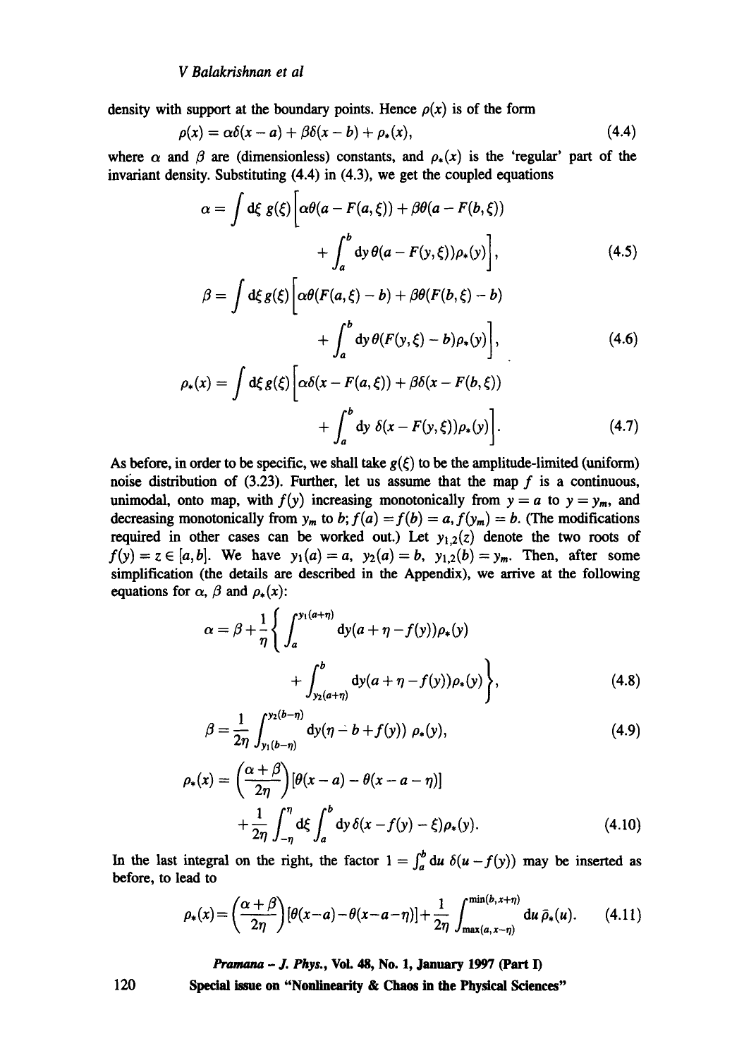density with support at the boundary points. Hence $\rho(x)$ is of the form

$$\rho(x) = \alpha\delta(x-a) + \beta\delta(x-b) + \rho_*(x), \tag{4.4}$$

where $\alpha$ and $\beta$ are (dimensionless) constants, and $\rho_*(x)$ is the 'regular' part of the invariant density. Substituting (4.4) in (4.3), we get the coupled equations

$$\alpha = \int \mathrm{d}\xi\, g(\xi)\bigg[\alpha\theta(a - F(a,\xi)) + \beta\theta(a - F(b,\xi)) + \int_a^b \mathrm{d}y\, \theta(a - F(y,\xi))\rho_*(y)\bigg], \tag{4.5}$$

$$\beta = \int \mathrm{d}\xi\, g(\xi)\bigg[\alpha\theta(F(a,\xi) - b) + \beta\theta(F(b,\xi) - b) + \int_a^b \mathrm{d}y\, \theta(F(y,\xi) - b)\rho_*(y)\bigg], \tag{4.6}$$

$$\rho_*(x) = \int \mathrm{d}\xi\, g(\xi)\bigg[\alpha\delta(x - F(a,\xi)) + \beta\delta(x - F(b,\xi)) + \int_a^b \mathrm{d}y\, \delta(x - F(y,\xi))\rho_*(y)\bigg]. \tag{4.7}$$

As before, in order to be specific, we shall take $g(\xi)$ to be the amplitude-limited (uniform) noise distribution of (3.23). Further, let us assume that the map $f$ is a continuous, unimodal, onto map, with $f(y)$ increasing monotonically from $y = a$ to $y = y_m$, and decreasing monotonically from $y_m$ to $b$; $f(a) = f(b) = a, f(y_m) = b$. (The modifications required in other cases can be worked out.) Let $y_{1,2}(z)$ denote the two roots of $f(y) = z \in [a,b]$. We have $y_1(a) = a,\ y_2(a) = b,\ y_{1,2}(b) = y_m$. Then, after some simplification (the details are described in the Appendix), we arrive at the following equations for $\alpha$, $\beta$ and $\rho_*(x)$:

$$\alpha = \beta + \frac{1}{\eta}\bigg\{\int_a^{y_1(a+\eta)} \mathrm{d}y(a + \eta - f(y))\rho_*(y) + \int_{y_2(a+\eta)}^b \mathrm{d}y(a + \eta - f(y))\rho_*(y)\bigg\}, \tag{4.8}$$

$$\beta = \frac{1}{2\eta}\int_{y_1(b-\eta)}^{y_2(b-\eta)} \mathrm{d}y(\eta - b + f(y))\, \rho_*(y), \tag{4.9}$$

$$\rho_*(x) = \left(\frac{\alpha+\beta}{2\eta}\right)[\theta(x-a) - \theta(x-a-\eta)] + \frac{1}{2\eta}\int_{-\eta}^{\eta} \mathrm{d}\xi \int_a^b \mathrm{d}y\, \delta(x - f(y) - \xi)\rho_*(y). \tag{4.10}$$

In the last integral on the right, the factor $1 = \int_a^b \mathrm{d}u\ \delta(u - f(y))$ may be inserted as before, to lead to

$$\rho_*(x) = \left(\frac{\alpha+\beta}{2\eta}\right)[\theta(x-a) - \theta(x-a-\eta)] + \frac{1}{2\eta}\int_{\max(a,x-\eta)}^{\min(b,x+\eta)} \mathrm{d}u\, \bar{\rho}_*(u). \tag{4.11}$$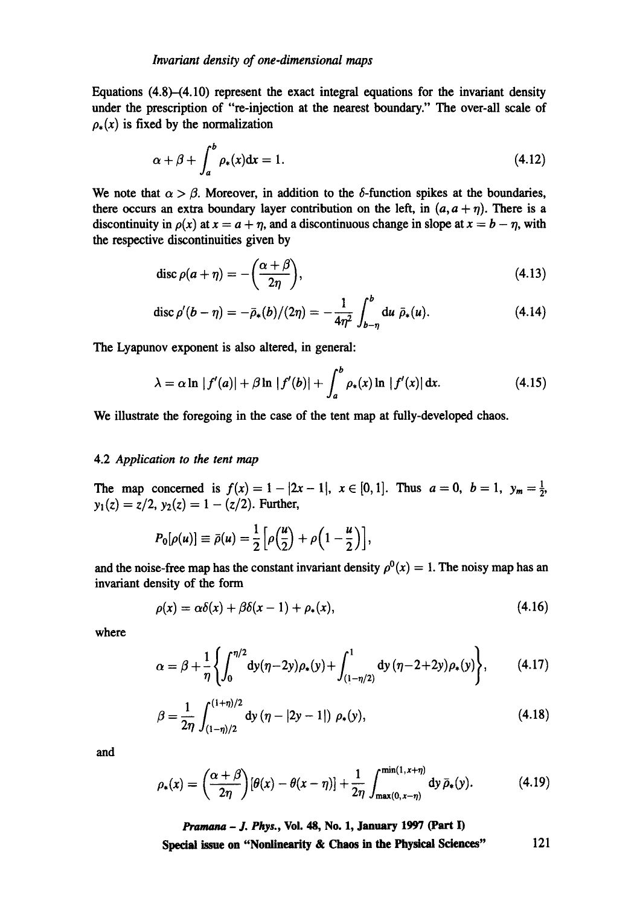Equations (4.8)–(4.10) represent the exact integral equations for the invariant density under the prescription of "re-injection at the nearest boundary." The over-all scale of $\rho_*(x)$ is fixed by the normalization

$$\alpha + \beta + \int_a^b \rho_*(x)\mathrm{d}x = 1. \tag{4.12}$$

We note that $\alpha > \beta$. Moreover, in addition to the $\delta$-function spikes at the boundaries, there occurs an extra boundary layer contribution on the left, in $(a, a+\eta)$. There is a discontinuity in $\rho(x)$ at $x = a + \eta$, and a discontinuous change in slope at $x = b - \eta$, with the respective discontinuities given by

$$\operatorname{disc} \rho(a+\eta) = -\left(\frac{\alpha+\beta}{2\eta}\right), \tag{4.13}$$

$$\operatorname{disc} \rho'(b-\eta) = -\bar{\rho}_*(b)/(2\eta) = -\frac{1}{4\eta^2}\int_{b-\eta}^{b} \mathrm{d}u\, \bar{\rho}_*(u). \tag{4.14}$$

The Lyapunov exponent is also altered, in general:

$$\lambda = \alpha \ln |f'(a)| + \beta \ln |f'(b)| + \int_a^b \rho_*(x) \ln |f'(x)|\, \mathrm{d}x. \tag{4.15}$$

We illustrate the foregoing in the case of the tent map at fully-developed chaos.

### 4.2 *Application to the tent map*

The map concerned is $f(x) = 1 - |2x - 1|$, $x \in [0, 1]$. Thus $a = 0$, $b = 1$, $y_m = \frac{1}{2}$, $y_1(z) = z/2$, $y_2(z) = 1 - (z/2)$. Further,

$$P_0[\rho(u)] \equiv \bar{\rho}(u) = \frac{1}{2}\left[\rho\left(\frac{u}{2}\right) + \rho\left(1 - \frac{u}{2}\right)\right],$$

and the noise-free map has the constant invariant density $\rho^0(x) = 1$. The noisy map has an invariant density of the form

$$\rho(x) = \alpha\delta(x) + \beta\delta(x-1) + \rho_*(x), \tag{4.16}$$

where

$$\alpha = \beta + \frac{1}{\eta}\left\{\int_0^{\eta/2} \mathrm{d}y(\eta - 2y)\rho_*(y) + \int_{(1-\eta/2)}^{1} \mathrm{d}y\,(\eta - 2 + 2y)\rho_*(y)\right\}, \tag{4.17}$$

$$\beta = \frac{1}{2\eta}\int_{(1-\eta)/2}^{(1+\eta)/2} \mathrm{d}y\,(\eta - |2y-1|)\;\rho_*(y), \tag{4.18}$$

and

$$\rho_*(x) = \left(\frac{\alpha+\beta}{2\eta}\right)[\theta(x) - \theta(x-\eta)] + \frac{1}{2\eta}\int_{\max(0,x-\eta)}^{\min(1,x+\eta)} \mathrm{d}y\, \bar{\rho}_*(y). \tag{4.19}$$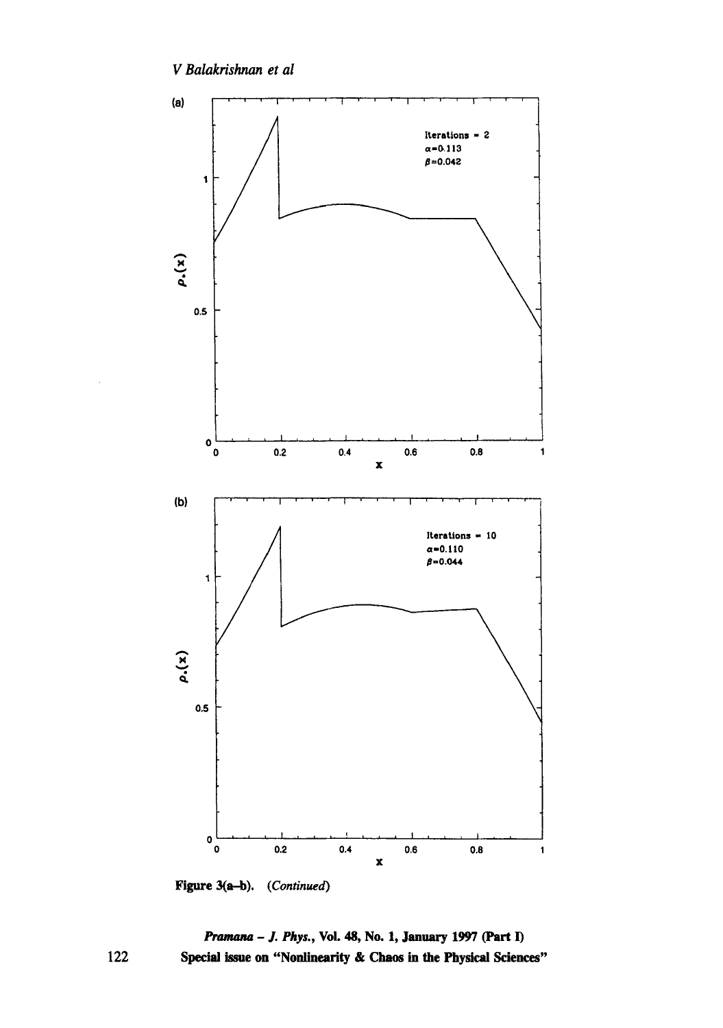**Figure 3(a–b).** (*Continued*)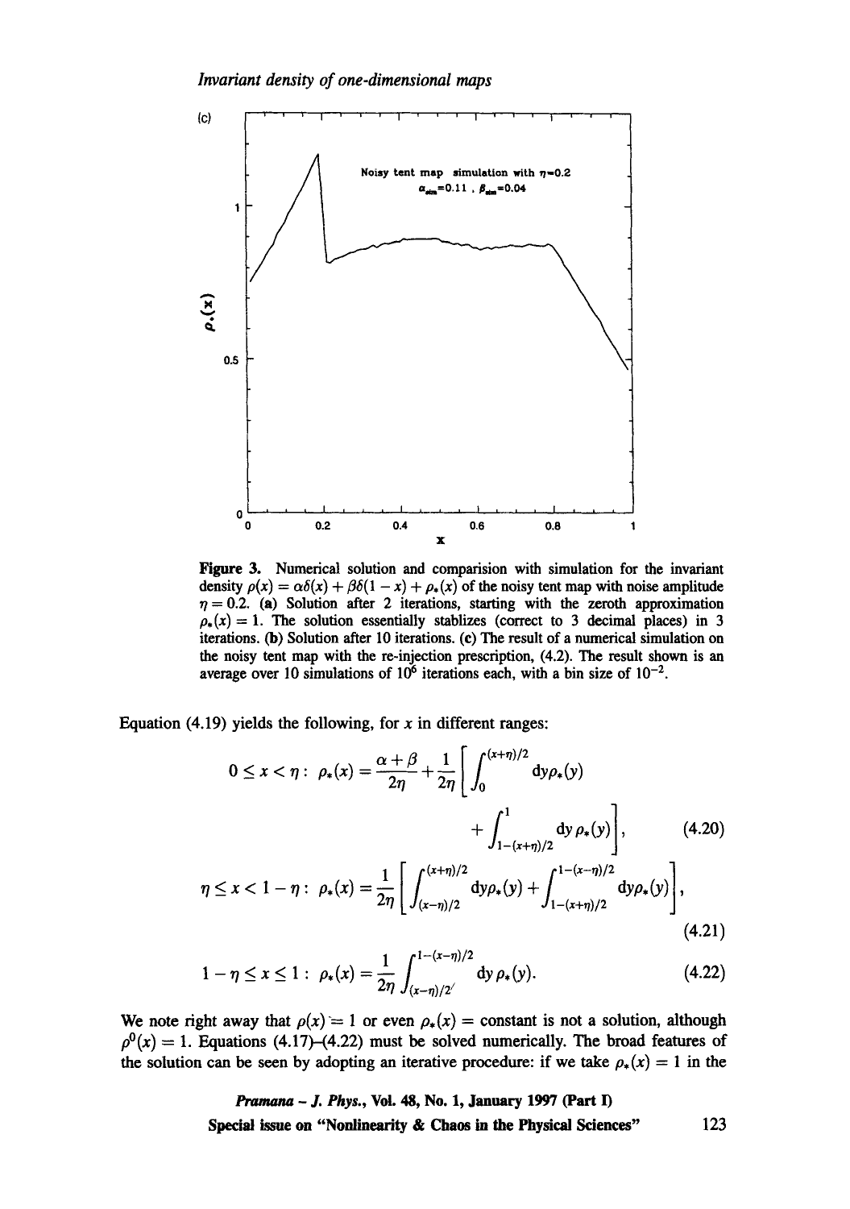(c)

Figure 3. Numerical solution and comparision with simulation for the invariant density $\rho(x) = \alpha\delta(x) + \beta\delta(1-x) + \rho_*(x)$ of the noisy tent map with noise amplitude $\eta = 0.2$. (a) Solution after 2 iterations, starting with the zeroth approximation $\rho_*(x) = 1$. The solution essentially stablizes (correct to 3 decimal places) in 3 iterations. (b) Solution after 10 iterations. (c) The result of a numerical simulation on the noisy tent map with the re-injection prescription, (4.2). The result shown is an average over 10 simulations of $10^6$ iterations each, with a bin size of $10^{-2}$.

Equation (4.19) yields the following, for $x$ in different ranges:

$$0 \le x < \eta: \ \rho_*(x) = \frac{\alpha+\beta}{2\eta} + \frac{1}{2\eta}\left[\int_0^{(x+\eta)/2} \mathrm{d}y\rho_*(y) + \int_{1-(x+\eta)/2}^{1} \mathrm{d}y\,\rho_*(y)\right], \tag{4.20}$$

$$\eta \le x < 1-\eta: \ \rho_*(x) = \frac{1}{2\eta}\left[\int_{(x-\eta)/2}^{(x+\eta)/2} \mathrm{d}y\rho_*(y) + \int_{1-(x+\eta)/2}^{1-(x-\eta)/2} \mathrm{d}y\rho_*(y)\right], \tag{4.21}$$

$$1-\eta \le x \le 1: \ \rho_*(x) = \frac{1}{2\eta}\int_{(x-\eta)/2}^{1-(x-\eta)/2} \mathrm{d}y\,\rho_*(y). \tag{4.22}$$

We note right away that $\rho(x) = 1$ or even $\rho_*(x) =$ constant is not a solution, although $\rho^0(x) = 1$. Equations (4.17)–(4.22) must be solved numerically. The broad features of the solution can be seen by adopting an iterative procedure: if we take $\rho_*(x) = 1$ in the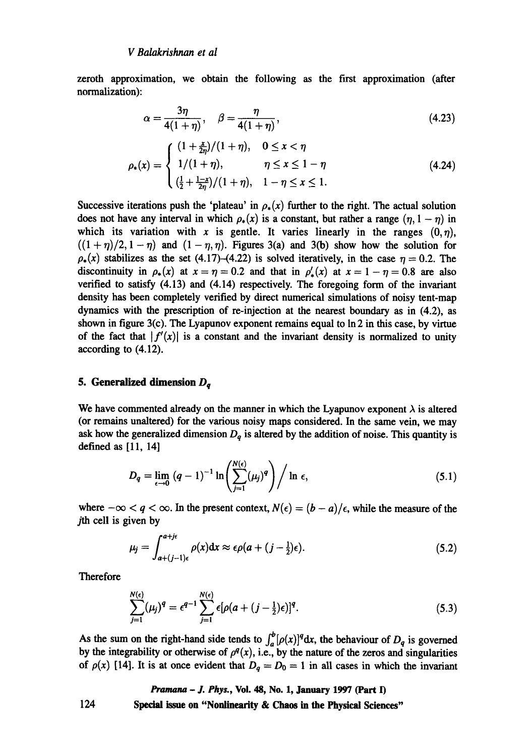zeroth approximation, we obtain the following as the first approximation (after normalization):

$$\alpha = \frac{3\eta}{4(1+\eta)}, \quad \beta = \frac{\eta}{4(1+\eta)}, \tag{4.23}$$

$$\rho_*(x) = \begin{cases} (1 + \frac{x}{2\eta})/(1+\eta), & 0 \le x < \eta \\ 1/(1+\eta), & \eta \le x \le 1-\eta \\ (\frac{1}{2} + \frac{1-x}{2\eta})/(1+\eta), & 1-\eta \le x \le 1. \end{cases} \tag{4.24}$$

Successive iterations push the 'plateau' in $\rho_*(x)$ further to the right. The actual solution does not have any interval in which $\rho_*(x)$ is a constant, but rather a range $(\eta, 1-\eta)$ in which its variation with $x$ is gentle. It varies linearly in the ranges $(0, \eta)$, $((1+\eta)/2, 1-\eta)$ and $(1-\eta, \eta)$. Figures 3(a) and 3(b) show how the solution for $\rho_*(x)$ stabilizes as the set (4.17)–(4.22) is solved iteratively, in the case $\eta = 0.2$. The discontinuity in $\rho_*(x)$ at $x = \eta = 0.2$ and that in $\rho'_*(x)$ at $x = 1 - \eta = 0.8$ are also verified to satisfy (4.13) and (4.14) respectively. The foregoing form of the invariant density has been completely verified by direct numerical simulations of noisy tent-map dynamics with the prescription of re-injection at the nearest boundary as in (4.2), as shown in figure 3(c). The Lyapunov exponent remains equal to ln 2 in this case, by virtue of the fact that $|f'(x)|$ is a constant and the invariant density is normalized to unity according to (4.12).

## 5. Generalized dimension $D_q$

We have commented already on the manner in which the Lyapunov exponent $\lambda$ is altered (or remains unaltered) for the various noisy maps considered. In the same vein, we may ask how the generalized dimension $D_q$ is altered by the addition of noise. This quantity is defined as [11, 14]

$$D_q = \lim_{\epsilon \to 0} (q-1)^{-1} \ln\left(\sum_{j=1}^{N(\epsilon)} (\mu_j)^q\right) \Big/ \ln \epsilon, \tag{5.1}$$

where $-\infty < q < \infty$. In the present context, $N(\epsilon) = (b-a)/\epsilon$, while the measure of the $j$th cell is given by

$$\mu_j = \int_{a+(j-1)\epsilon}^{a+j\epsilon} \rho(x)\mathrm{d}x \approx \epsilon\rho(a + (j - \tfrac{1}{2})\epsilon). \tag{5.2}$$

Therefore

$$\sum_{j=1}^{N(\epsilon)} (\mu_j)^q = \epsilon^{q-1} \sum_{j=1}^{N(\epsilon)} \epsilon[\rho(a + (j - \tfrac{1}{2})\epsilon)]^q. \tag{5.3}$$

As the sum on the right-hand side tends to $\int_a^b [\rho(x)]^q \mathrm{d}x$, the behaviour of $D_q$ is governed by the integrability or otherwise of $\rho^q(x)$, i.e., by the nature of the zeros and singularities of $\rho(x)$ [14]. It is at once evident that $D_q = D_0 = 1$ in all cases in which the invariant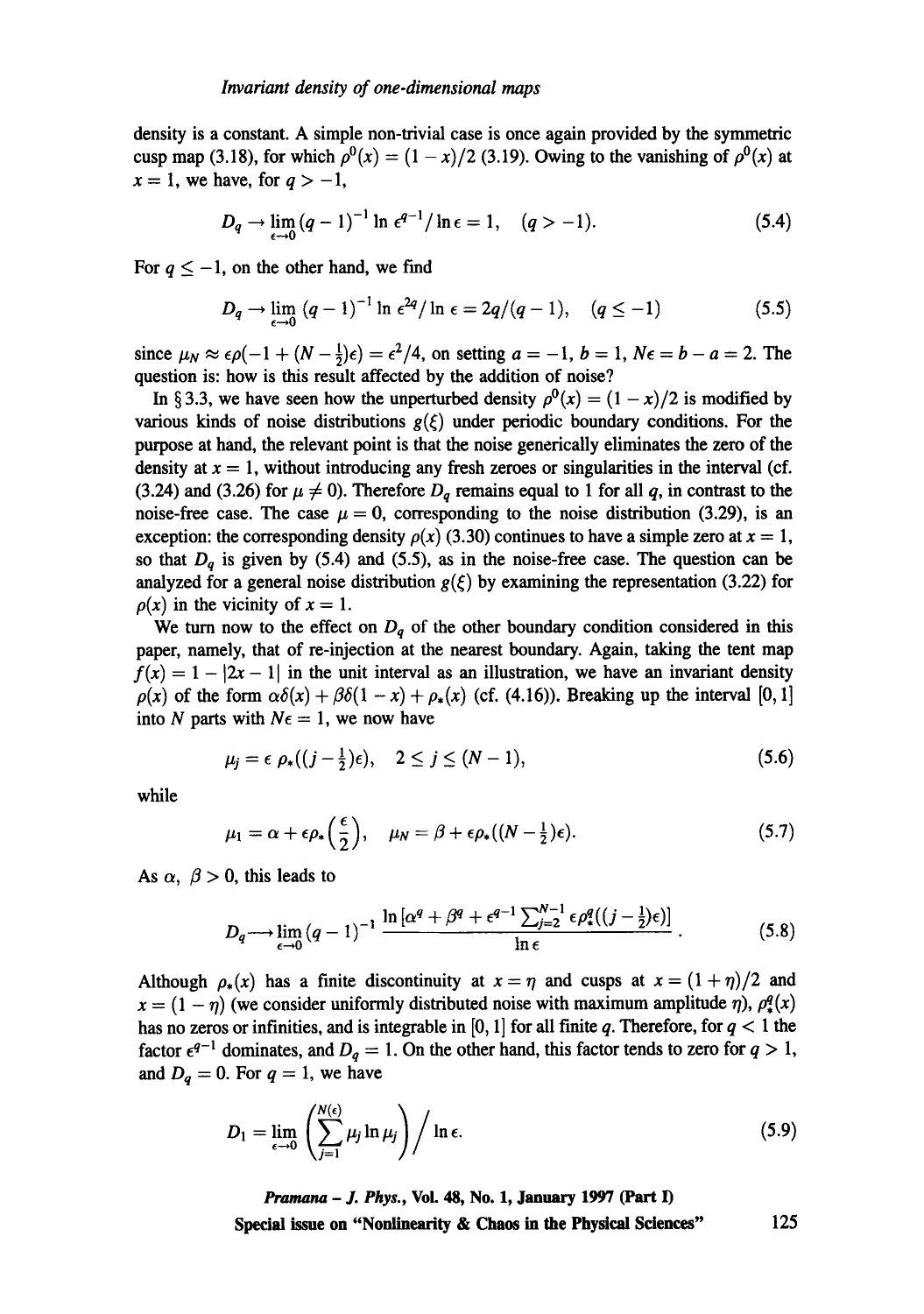density is a constant. A simple non-trivial case is once again provided by the symmetric cusp map (3.18), for which $\rho^0(x) = (1-x)/2$ (3.19). Owing to the vanishing of $\rho^0(x)$ at $x = 1$, we have, for $q > -1$,

$$D_q \to \lim_{\epsilon\to 0} (q-1)^{-1} \ln \epsilon^{q-1} / \ln \epsilon = 1, \quad (q > -1). \tag{5.4}$$

For $q \leq -1$, on the other hand, we find

$$D_q \to \lim_{\epsilon\to 0} (q-1)^{-1} \ln \epsilon^{2q} / \ln \epsilon = 2q/(q-1), \quad (q \leq -1) \tag{5.5}$$

since $\mu_N \approx \epsilon\rho(-1 + (N-\frac{1}{2})\epsilon) = \epsilon^2/4$, on setting $a = -1$, $b = 1$, $N\epsilon = b - a = 2$. The question is: how is this result affected by the addition of noise?

In § 3.3, we have seen how the unperturbed density $\rho^0(x) = (1-x)/2$ is modified by various kinds of noise distributions $g(\xi)$ under periodic boundary conditions. For the purpose at hand, the relevant point is that the noise generically eliminates the zero of the density at $x = 1$, without introducing any fresh zeroes or singularities in the interval (cf. (3.24) and (3.26) for $\mu \neq 0$). Therefore $D_q$ remains equal to 1 for all $q$, in contrast to the noise-free case. The case $\mu = 0$, corresponding to the noise distribution (3.29), is an exception: the corresponding density $\rho(x)$ (3.30) continues to have a simple zero at $x = 1$, so that $D_q$ is given by (5.4) and (5.5), as in the noise-free case. The question can be analyzed for a general noise distribution $g(\xi)$ by examining the representation (3.22) for $\rho(x)$ in the vicinity of $x = 1$.

We turn now to the effect on $D_q$ of the other boundary condition considered in this paper, namely, that of re-injection at the nearest boundary. Again, taking the tent map $f(x) = 1 - |2x - 1|$ in the unit interval as an illustration, we have an invariant density $\rho(x)$ of the form $\alpha\delta(x) + \beta\delta(1-x) + \rho_*(x)$ (cf. (4.16)). Breaking up the interval $[0, 1]$ into $N$ parts with $N\epsilon = 1$, we now have

$$\mu_j = \epsilon\, \rho_*((j-\tfrac{1}{2})\epsilon), \quad 2 \leq j \leq (N-1), \tag{5.6}$$

while

$$\mu_1 = \alpha + \epsilon\rho_*\left(\frac{\epsilon}{2}\right), \quad \mu_N = \beta + \epsilon\rho_*((N-\tfrac{1}{2})\epsilon). \tag{5.7}$$

As $\alpha$, $\beta > 0$, this leads to

$$D_q \longrightarrow \lim_{\epsilon\to 0} (q-1)^{-1} \frac{\ln[\alpha^q + \beta^q + \epsilon^{q-1}\sum_{j=2}^{N-1} \epsilon\rho_*^q((j-\frac{1}{2})\epsilon)]}{\ln \epsilon}. \tag{5.8}$$

Although $\rho_*(x)$ has a finite discontinuity at $x = \eta$ and cusps at $x = (1+\eta)/2$ and $x = (1-\eta)$ (we consider uniformly distributed noise with maximum amplitude $\eta$), $\rho_*^q(x)$ has no zeros or infinities, and is integrable in $[0, 1]$ for all finite $q$. Therefore, for $q < 1$ the factor $\epsilon^{q-1}$ dominates, and $D_q = 1$. On the other hand, this factor tends to zero for $q > 1$, and $D_q = 0$. For $q = 1$, we have

$$D_1 = \lim_{\epsilon\to 0} \left(\sum_{j=1}^{N(\epsilon)} \mu_j \ln \mu_j\right) \Big/ \ln \epsilon. \tag{5.9}$$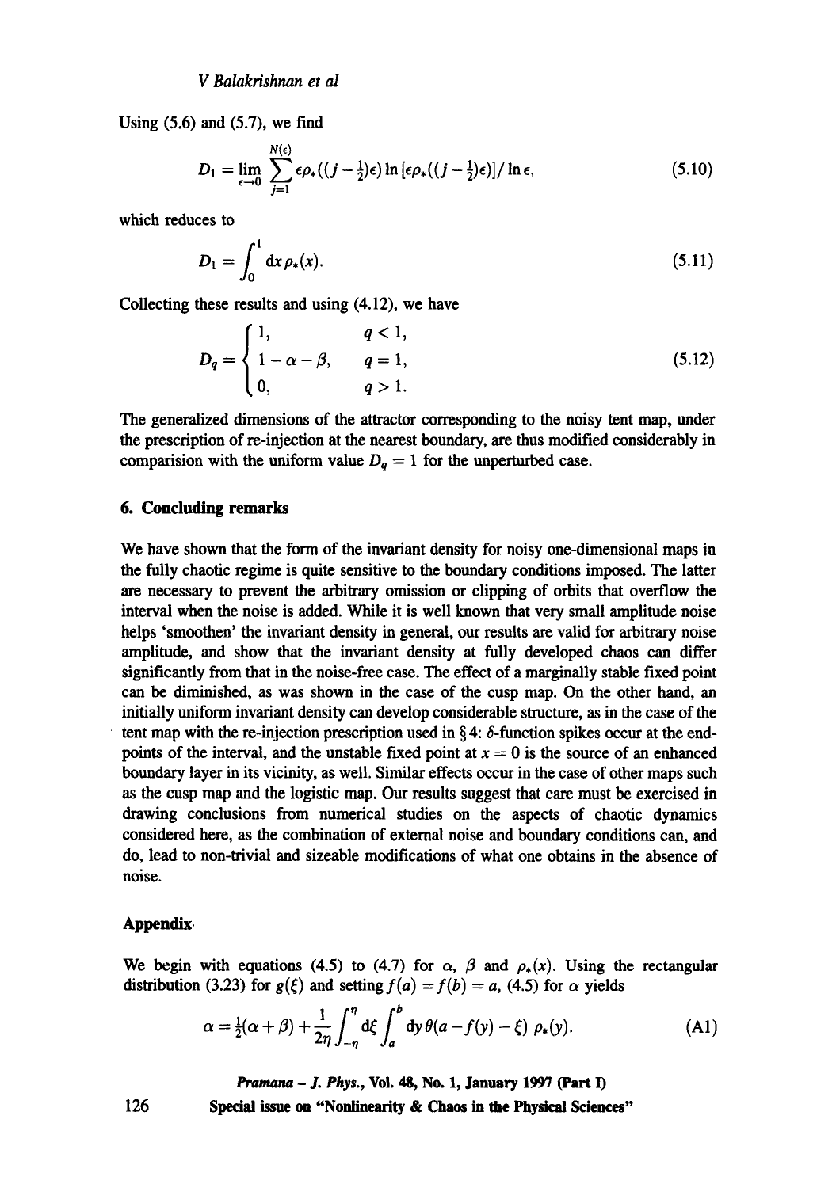Using (5.6) and (5.7), we find

$$D_1 = \lim_{\epsilon \to 0} \sum_{j=1}^{N(\epsilon)} \epsilon \rho_*((j - \tfrac{1}{2})\epsilon) \ln [\epsilon \rho_*((j - \tfrac{1}{2})\epsilon)] / \ln \epsilon, \tag{5.10}$$

which reduces to

$$D_1 = \int_0^1 \mathrm{d}x \, \rho_*(x). \tag{5.11}$$

Collecting these results and using (4.12), we have

$$D_q = \begin{cases} 1, & q < 1, \\ 1 - \alpha - \beta, & q = 1, \\ 0, & q > 1. \end{cases} \tag{5.12}$$

The generalized dimensions of the attractor corresponding to the noisy tent map, under the prescription of re-injection at the nearest boundary, are thus modified considerably in comparision with the uniform value $D_q = 1$ for the unperturbed case.

## 6. Concluding remarks

We have shown that the form of the invariant density for noisy one-dimensional maps in the fully chaotic regime is quite sensitive to the boundary conditions imposed. The latter are necessary to prevent the arbitrary omission or clipping of orbits that overflow the interval when the noise is added. While it is well known that very small amplitude noise helps 'smoothen' the invariant density in general, our results are valid for arbitrary noise amplitude, and show that the invariant density at fully developed chaos can differ significantly from that in the noise-free case. The effect of a marginally stable fixed point can be diminished, as was shown in the case of the cusp map. On the other hand, an initially uniform invariant density can develop considerable structure, as in the case of the tent map with the re-injection prescription used in § 4: $\delta$-function spikes occur at the end-points of the interval, and the unstable fixed point at $x = 0$ is the source of an enhanced boundary layer in its vicinity, as well. Similar effects occur in the case of other maps such as the cusp map and the logistic map. Our results suggest that care must be exercised in drawing conclusions from numerical studies on the aspects of chaotic dynamics considered here, as the combination of external noise and boundary conditions can, and do, lead to non-trivial and sizeable modifications of what one obtains in the absence of noise.

## Appendix

We begin with equations (4.5) to (4.7) for $\alpha$, $\beta$ and $\rho_*(x)$. Using the rectangular distribution (3.23) for $g(\xi)$ and setting $f(a) = f(b) = a$, (4.5) for $\alpha$ yields

$$\alpha = \tfrac{1}{2}(\alpha + \beta) + \frac{1}{2\eta} \int_{-\eta}^{\eta} \mathrm{d}\xi \int_a^b \mathrm{d}y \, \theta(a - f(y) - \xi) \, \rho_*(y). \tag{A1}$$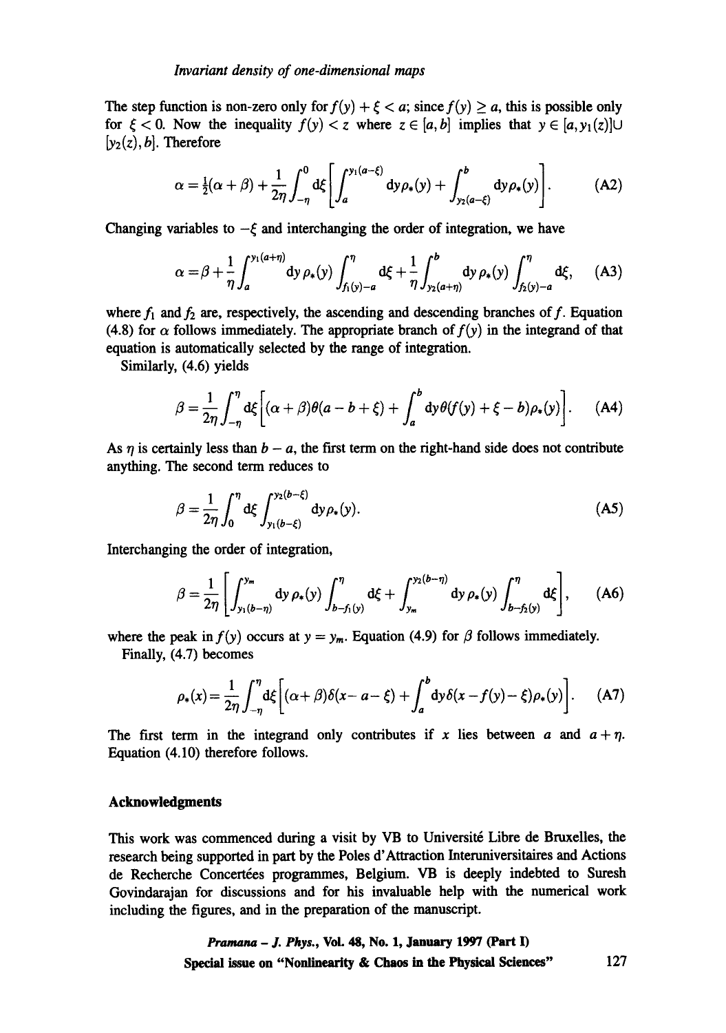The step function is non-zero only for $f(y) + \xi < a$; since $f(y) \geq a$, this is possible only for $\xi < 0$. Now the inequality $f(y) < z$ where $z \in [a, b]$ implies that $y \in [a, y_1(z)] \cup [y_2(z), b]$. Therefore

$$\alpha = \tfrac{1}{2}(\alpha + \beta) + \frac{1}{2\eta} \int_{-\eta}^{0} \mathrm{d}\xi \left[ \int_{a}^{y_1(a-\xi)} \mathrm{d}y \rho_*(y) + \int_{y_2(a-\xi)}^{b} \mathrm{d}y \rho_*(y) \right]. \tag{A2}$$

Changing variables to $-\xi$ and interchanging the order of integration, we have

$$\alpha = \beta + \frac{1}{\eta} \int_{a}^{y_1(a+\eta)} \mathrm{d}y \, \rho_*(y) \int_{f_1(y)-a}^{\eta} \mathrm{d}\xi + \frac{1}{\eta} \int_{y_2(a+\eta)}^{b} \mathrm{d}y \, \rho_*(y) \int_{f_2(y)-a}^{\eta} \mathrm{d}\xi, \tag{A3}$$

where $f_1$ and $f_2$ are, respectively, the ascending and descending branches of $f$. Equation (4.8) for $\alpha$ follows immediately. The appropriate branch of $f(y)$ in the integrand of that equation is automatically selected by the range of integration.

Similarly, (4.6) yields

$$\beta = \frac{1}{2\eta} \int_{-\eta}^{\eta} \mathrm{d}\xi \left[ (\alpha + \beta)\theta(a - b + \xi) + \int_{a}^{b} \mathrm{d}y \theta(f(y) + \xi - b) \rho_*(y) \right]. \tag{A4}$$

As $\eta$ is certainly less than $b - a$, the first term on the right-hand side does not contribute anything. The second term reduces to

$$\beta = \frac{1}{2\eta} \int_{0}^{\eta} \mathrm{d}\xi \int_{y_1(b-\xi)}^{y_2(b-\xi)} \mathrm{d}y \rho_*(y). \tag{A5}$$

Interchanging the order of integration,

$$\beta = \frac{1}{2\eta} \left[ \int_{y_1(b-\eta)}^{y_m} \mathrm{d}y \, \rho_*(y) \int_{b-f_1(y)}^{\eta} \mathrm{d}\xi + \int_{y_m}^{y_2(b-\eta)} \mathrm{d}y \, \rho_*(y) \int_{b-f_2(y)}^{\eta} \mathrm{d}\xi \right], \tag{A6}$$

where the peak in $f(y)$ occurs at $y = y_m$. Equation (4.9) for $\beta$ follows immediately.

Finally, (4.7) becomes

$$\rho_*(x) = \frac{1}{2\eta} \int_{-\eta}^{\eta} \mathrm{d}\xi \left[ (\alpha + \beta)\delta(x - a - \xi) + \int_{a}^{b} \mathrm{d}y \delta(x - f(y) - \xi) \rho_*(y) \right]. \tag{A7}$$

The first term in the integrand only contributes if $x$ lies between $a$ and $a + \eta$. Equation (4.10) therefore follows.

## Acknowledgments

This work was commenced during a visit by VB to Université Libre de Bruxelles, the research being supported in part by the Poles d'Attraction Interuniversitaires and Actions de Recherche Concertées programmes, Belgium. VB is deeply indebted to Suresh Govindarajan for discussions and for his invaluable help with the numerical work including the figures, and in the preparation of the manuscript.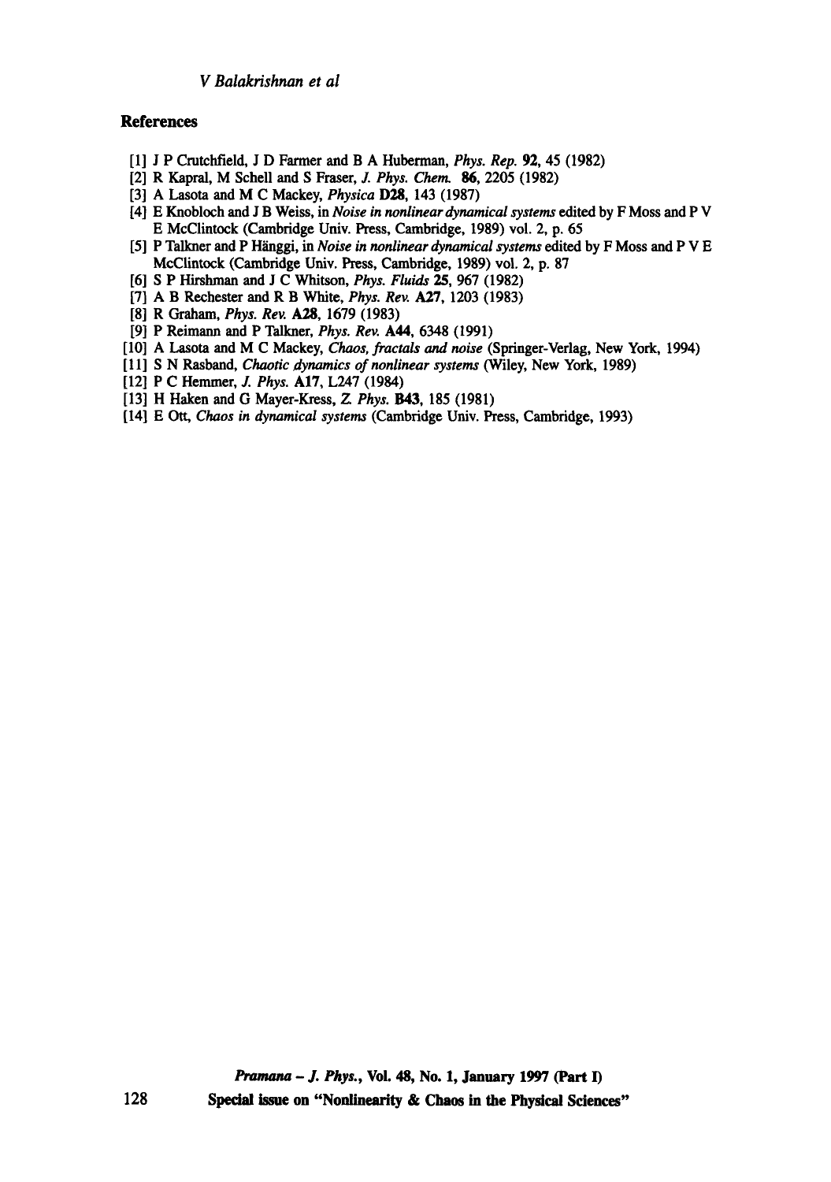## References

[1] J P Crutchfield, J D Farmer and B A Huberman, *Phys. Rep.* **92**, 45 (1982)
[2] R Kapral, M Schell and S Fraser, *J. Phys. Chem.* **86**, 2205 (1982)
[3] A Lasota and M C Mackey, *Physica* **D28**, 143 (1987)
[4] E Knobloch and J B Weiss, in *Noise in nonlinear dynamical systems* edited by F Moss and P V E McClintock (Cambridge Univ. Press, Cambridge, 1989) vol. 2, p. 65
[5] P Talkner and P Hänggi, in *Noise in nonlinear dynamical systems* edited by F Moss and P V E McClintock (Cambridge Univ. Press, Cambridge, 1989) vol. 2, p. 87
[6] S P Hirshman and J C Whitson, *Phys. Fluids* **25**, 967 (1982)
[7] A B Rechester and R B White, *Phys. Rev.* **A27**, 1203 (1983)
[8] R Graham, *Phys. Rev.* **A28**, 1679 (1983)
[9] P Reimann and P Talkner, *Phys. Rev.* **A44**, 6348 (1991)
[10] A Lasota and M C Mackey, *Chaos, fractals and noise* (Springer-Verlag, New York, 1994)
[11] S N Rasband, *Chaotic dynamics of nonlinear systems* (Wiley, New York, 1989)
[12] P C Hemmer, *J. Phys.* **A17**, L247 (1984)
[13] H Haken and G Mayer-Kress, *Z. Phys.* **B43**, 185 (1981)
[14] E Ott, *Chaos in dynamical systems* (Cambridge Univ. Press, Cambridge, 1993)